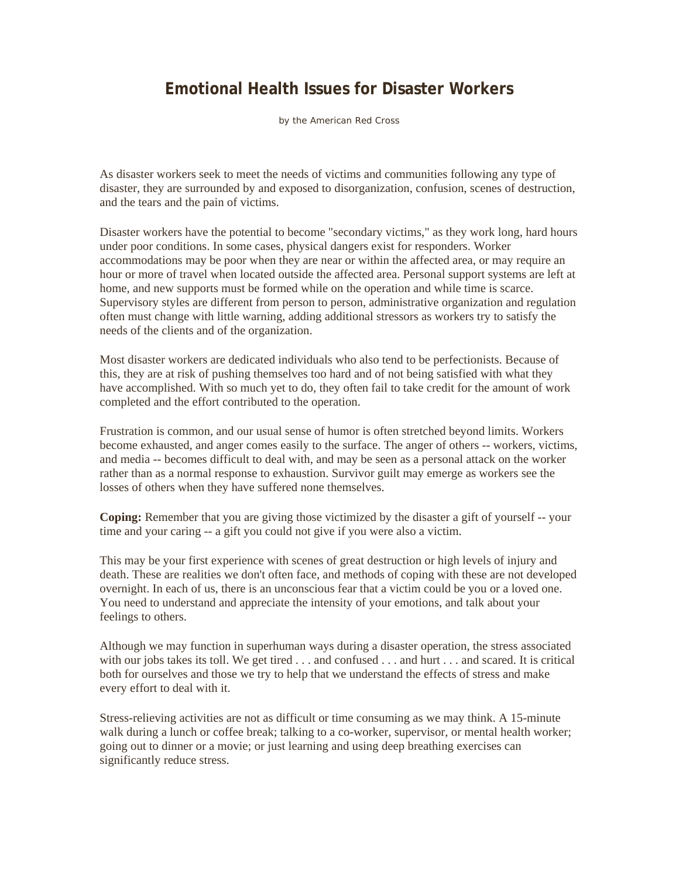# Emotional Health Issues for Disaster Workers

by the American Red Cross

As disaster workers seek to meet the needs of victims and communities following any type of disaster, they are surrounded by and exposed to disorganization, confusion, scenes of destruction, and the tears and the pain of victims.

Disaster workers have the potential to become "secondary victims," as they work long, hard hours under poor conditions. In some cases, physical dangers exist for responders. Worker accommodations may be poor when they are near or within the affected area, or may require an hour or more of travel when located outside the affected area. Personal support systems are left at home, and new supports must be formed while on the operation and while time is scarce. Supervisory styles are different from person to person, administrative organization and regulation often must change with little warning, adding additional stressors as workers try to satisfy the needs of the clients and of the organization.

Most disaster workers are dedicated individuals who also tend to be perfectionists. Because of this, they are at risk of pushing themselves too hard and of not being satisfied with what they have accomplished. With so much yet to do, they often fail to take credit for the amount of work completed and the effort contributed to the operation.

Frustration is common, and our usual sense of humor is often stretched beyond limits. Workers become exhausted, and anger comes easily to the surface. The anger of others -- workers, victims, and media -- becomes difficult to deal with, and may be seen as a personal attack on the worker rather than as a normal response to exhaustion. Survivor guilt may emerge as workers see the losses of others when they have suffered none themselves.

**Coping:** Remember that you are giving those victimized by the disaster a gift of yourself -- your time and your caring -- a gift you could not give if you were also a victim.

This may be your first experience with scenes of great destruction or high levels of injury and death. These are realities we don't often face, and methods of coping with these are not developed overnight. In each of us, there is an unconscious fear that a victim could be you or a loved one. You need to understand and appreciate the intensity of your emotions, and talk about your feelings to others.

Although we may function in superhuman ways during a disaster operation, the stress associated with our jobs takes its toll. We get tired . . . and confused . . . and hurt . . . and scared. It is critical both for ourselves and those we try to help that we understand the effects of stress and make every effort to deal with it.

Stress-relieving activities are not as difficult or time consuming as we may think. A 15-minute walk during a lunch or coffee break; talking to a co-worker, supervisor, or mental health worker; going out to dinner or a movie; or just learning and using deep breathing exercises can significantly reduce stress.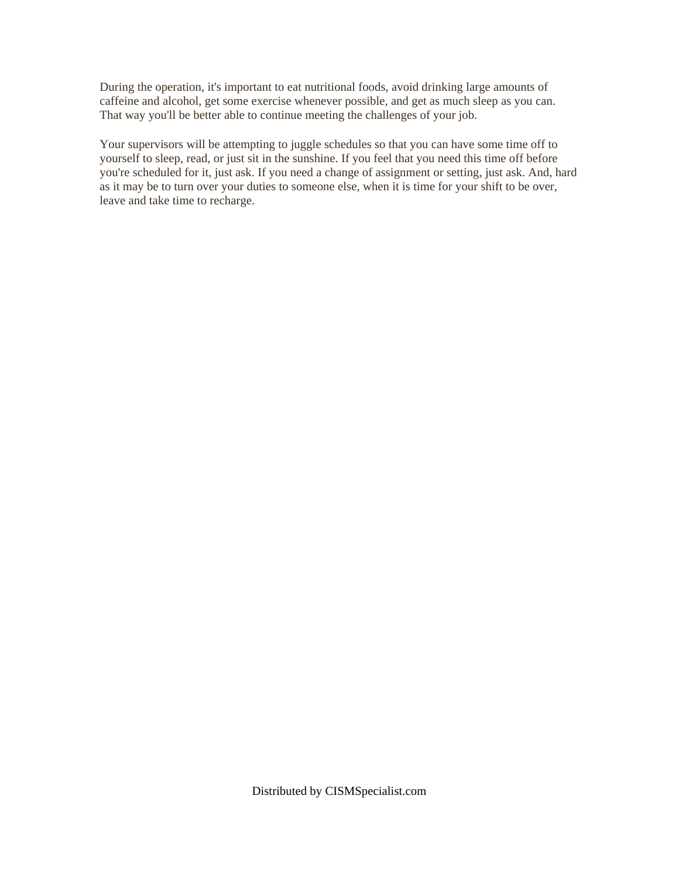During the operation, it's important to eat nutritional foods, avoid drinking large amounts of caffeine and alcohol, get some exercise whenever possible, and get as much sleep as you can. That way you'll be better able to continue meeting the challenges of your job.

Your supervisors will be attempting to juggle schedules so that you can have some time off to yourself to sleep, read, or just sit in the sunshine. If you feel that you need this time off before you're scheduled for it, just ask. If you need a change of assignment or setting, just ask. And, hard as it may be to turn over your duties to someone else, when it is time for your shift to be over, leave and take time to recharge.

Distributed by CISMSpecialist.com